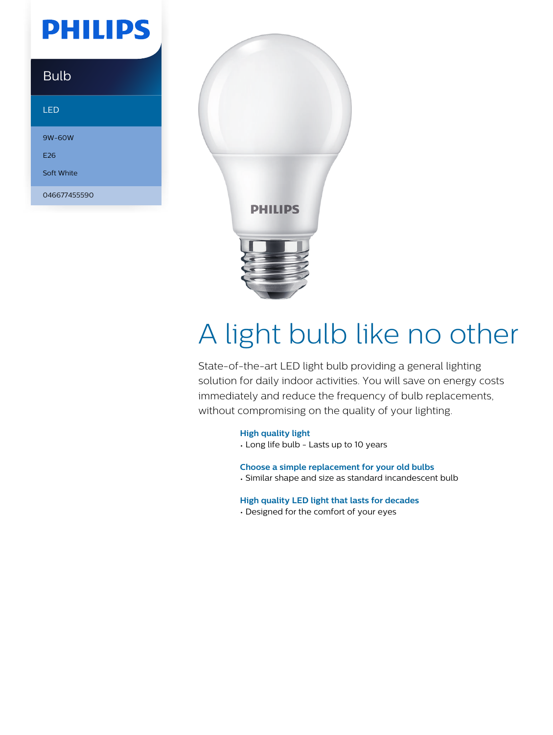PHILIPS

Bulb

LED

9W-60W

E26

Soft White

046677455590

# A light bulb like no other

State-of-the-art LED light bulb providing a general lighting solution for daily indoor activities. You will save on energy costs immediately and reduce the frequency of bulb replacements, without compromising on the quality of your lighting.

**High quality light**
- Long life bulb - Lasts up to 10 years

**Choose a simple replacement for your old bulbs**
- Similar shape and size as standard incandescent bulb

**High quality LED light that lasts for decades**
- Designed for the comfort of your eyes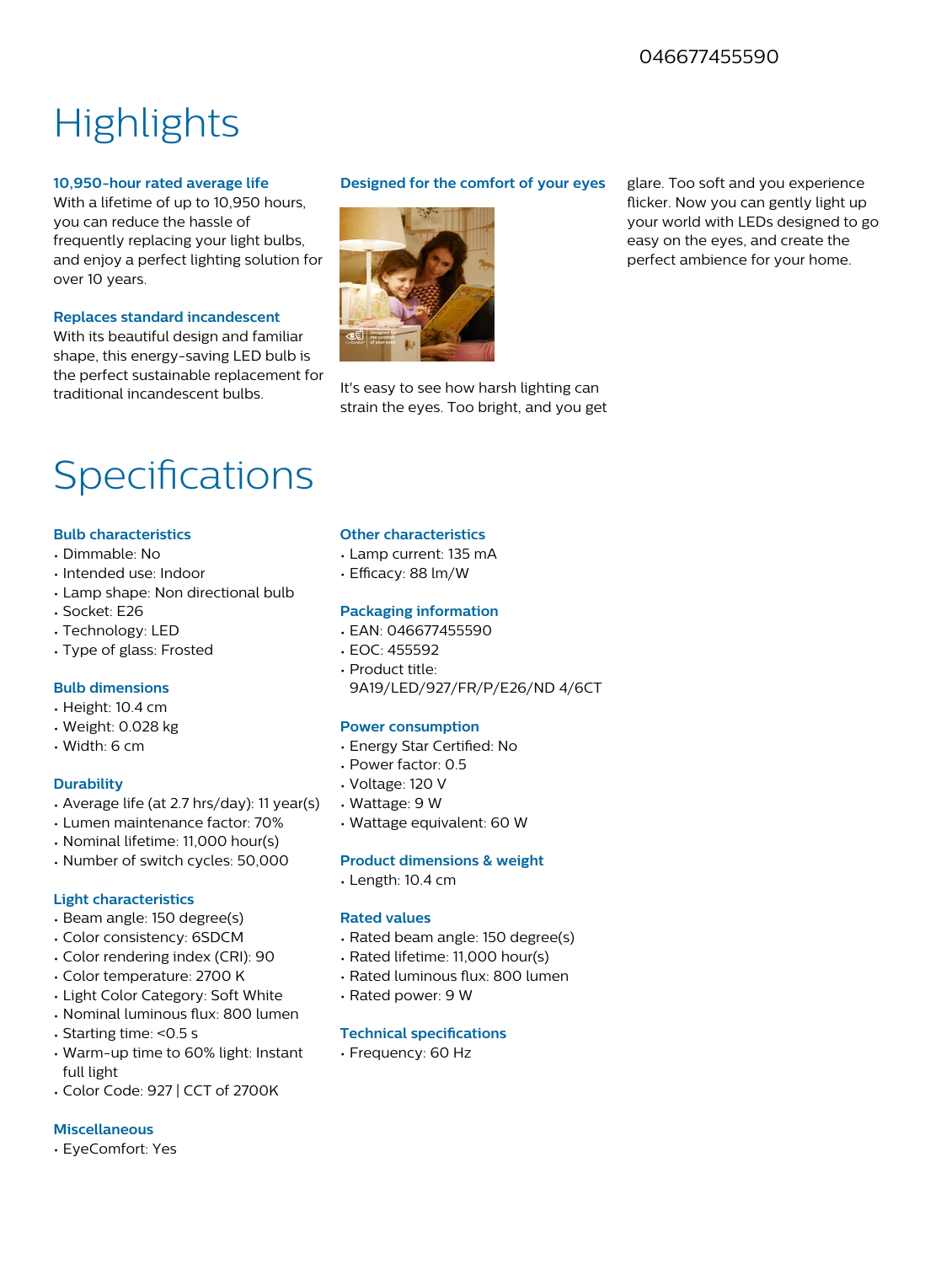046677455590

# Highlights

### 10,950-hour rated average life

With a lifetime of up to 10,950 hours, you can reduce the hassle of frequently replacing your light bulbs, and enjoy a perfect lighting solution for over 10 years.

### Replaces standard incandescent

With its beautiful design and familiar shape, this energy-saving LED bulb is the perfect sustainable replacement for traditional incandescent bulbs.

### Designed for the comfort of your eyes

It's easy to see how harsh lighting can strain the eyes. Too bright, and you get glare. Too soft and you experience flicker. Now you can gently light up your world with LEDs designed to go easy on the eyes, and create the perfect ambience for your home.

# Specifications

### Bulb characteristics

- Dimmable: No
- Intended use: Indoor
- Lamp shape: Non directional bulb
- Socket: E26
- Technology: LED
- Type of glass: Frosted

### Bulb dimensions

- Height: 10.4 cm
- Weight: 0.028 kg
- Width: 6 cm

### Durability

- Average life (at 2.7 hrs/day): 11 year(s)
- Lumen maintenance factor: 70%
- Nominal lifetime: 11,000 hour(s)
- Number of switch cycles: 50,000

### Light characteristics

- Beam angle: 150 degree(s)
- Color consistency: 6SDCM
- Color rendering index (CRI): 90
- Color temperature: 2700 K
- Light Color Category: Soft White
- Nominal luminous flux: 800 lumen
- Starting time: <0.5 s
- Warm-up time to 60% light: Instant full light
- Color Code: 927 | CCT of 2700K

### Miscellaneous

- EyeComfort: Yes

### Other characteristics

- Lamp current: 135 mA
- Efficacy: 88 lm/W

### Packaging information

- EAN: 046677455590
- EOC: 455592
- Product title: 9A19/LED/927/FR/P/E26/ND 4/6CT

### Power consumption

- Energy Star Certified: No
- Power factor: 0.5
- Voltage: 120 V
- Wattage: 9 W
- Wattage equivalent: 60 W

### Product dimensions & weight

- Length: 10.4 cm

### Rated values

- Rated beam angle: 150 degree(s)
- Rated lifetime: 11,000 hour(s)
- Rated luminous flux: 800 lumen
- Rated power: 9 W

### Technical specifications

- Frequency: 60 Hz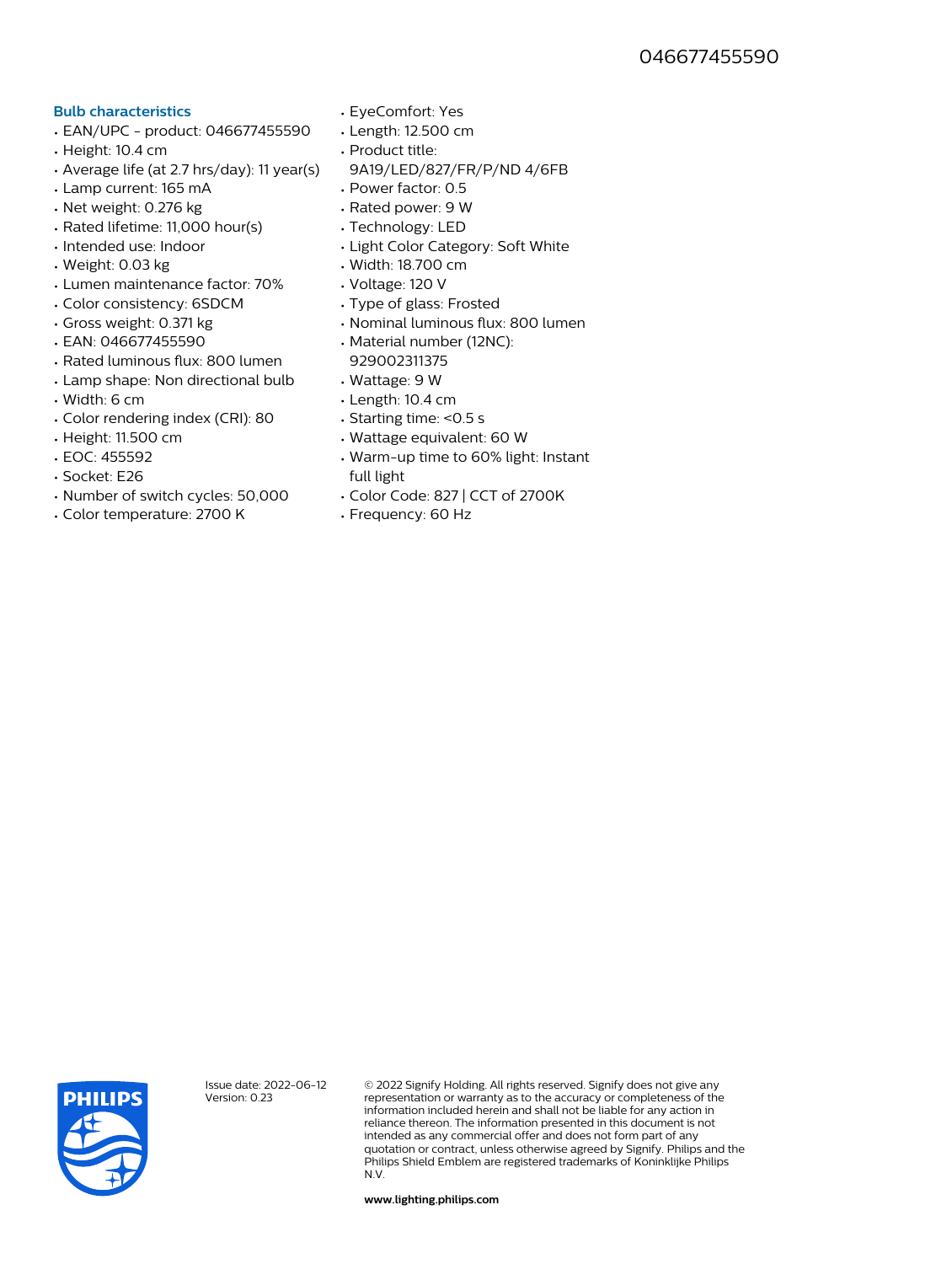046677455590

### Bulb characteristics

- EAN/UPC - product: 046677455590
- Height: 10.4 cm
- Average life (at 2.7 hrs/day): 11 year(s)
- Lamp current: 165 mA
- Net weight: 0.276 kg
- Rated lifetime: 11,000 hour(s)
- Intended use: Indoor
- Weight: 0.03 kg
- Lumen maintenance factor: 70%
- Color consistency: 6SDCM
- Gross weight: 0.371 kg
- EAN: 046677455590
- Rated luminous flux: 800 lumen
- Lamp shape: Non directional bulb
- Width: 6 cm
- Color rendering index (CRI): 80
- Height: 11.500 cm
- EOC: 455592
- Socket: E26
- Number of switch cycles: 50,000
- Color temperature: 2700 K
- EyeComfort: Yes
- Length: 12.500 cm
- Product title: 9A19/LED/827/FR/P/ND 4/6FB
- Power factor: 0.5
- Rated power: 9 W
- Technology: LED
- Light Color Category: Soft White
- Width: 18.700 cm
- Voltage: 120 V
- Type of glass: Frosted
- Nominal luminous flux: 800 lumen
- Material number (12NC): 929002311375
- Wattage: 9 W
- Length: 10.4 cm
- Starting time: <0.5 s
- Wattage equivalent: 60 W
- Warm-up time to 60% light: Instant full light
- Color Code: 827 | CCT of 2700K
- Frequency: 60 Hz

Issue date: 2022-06-12
Version: 0.23

© 2022 Signify Holding. All rights reserved. Signify does not give any representation or warranty as to the accuracy or completeness of the information included herein and shall not be liable for any action in reliance thereon. The information presented in this document is not intended as any commercial offer and does not form part of any quotation or contract, unless otherwise agreed by Signify. Philips and the Philips Shield Emblem are registered trademarks of Koninklijke Philips N.V.

**www.lighting.philips.com**